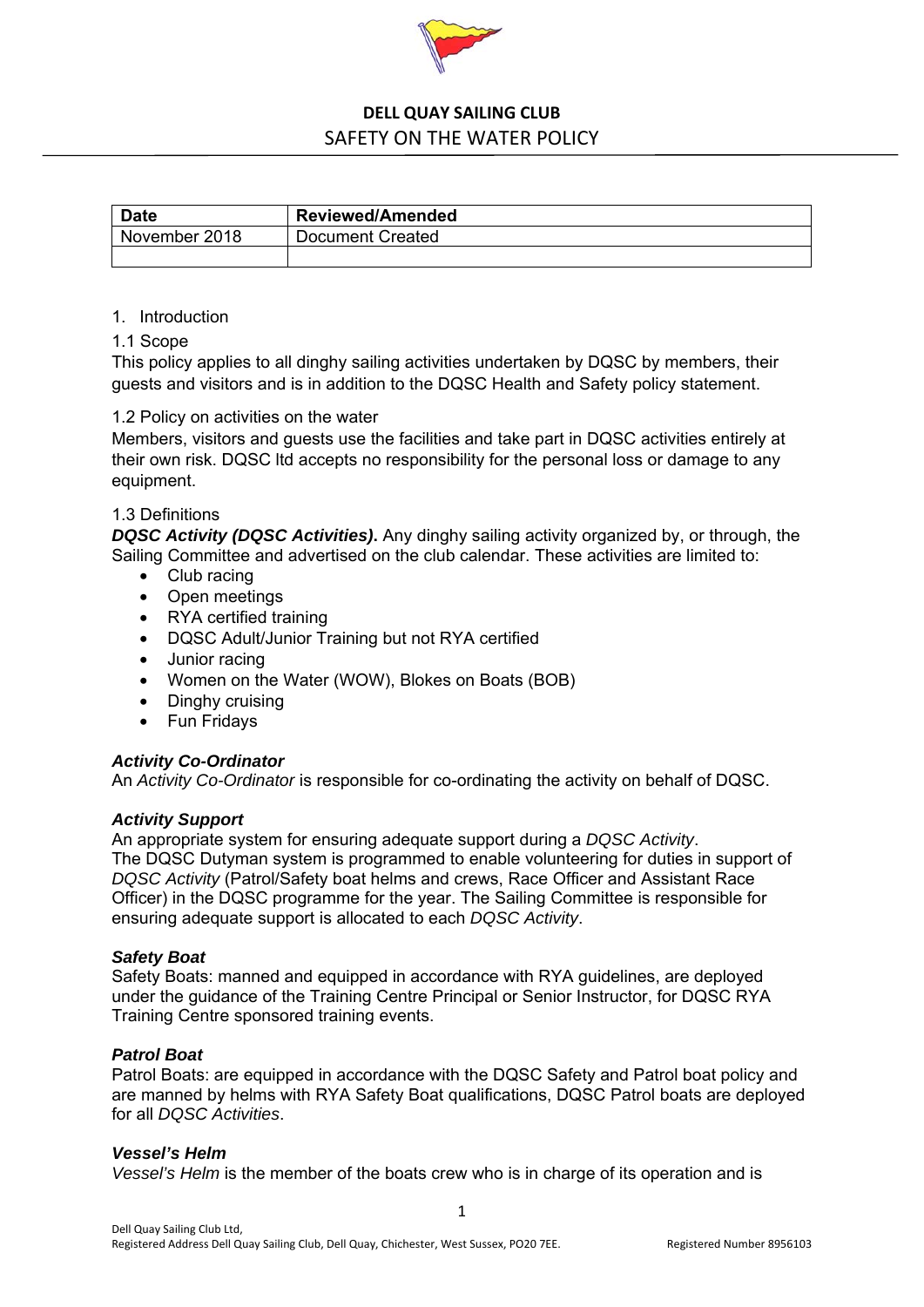**DELL QUAY SAILING CLUB**

# SAFETY ON THE WATER POLICY

| Date | Reviewed/Amended |
| --- | --- |
| November 2018 | Document Created |
| | |

1. Introduction

1.1 Scope

This policy applies to all dinghy sailing activities undertaken by DQSC by members, their guests and visitors and is in addition to the DQSC Health and Safety policy statement.

1.2 Policy on activities on the water

Members, visitors and guests use the facilities and take part in DQSC activities entirely at their own risk. DQSC ltd accepts no responsibility for the personal loss or damage to any equipment.

1.3 Definitions

***DQSC Activity (DQSC Activities)*.** Any dinghy sailing activity organized by, or through, the Sailing Committee and advertised on the club calendar. These activities are limited to:

- Club racing
- Open meetings
- RYA certified training
- DQSC Adult/Junior Training but not RYA certified
- Junior racing
- Women on the Water (WOW), Blokes on Boats (BOB)
- Dinghy cruising
- Fun Fridays

***Activity Co-Ordinator***

An *Activity Co-Ordinator* is responsible for co-ordinating the activity on behalf of DQSC.

***Activity Support***

An appropriate system for ensuring adequate support during a *DQSC Activity*.
The DQSC Dutyman system is programmed to enable volunteering for duties in support of *DQSC Activity* (Patrol/Safety boat helms and crews, Race Officer and Assistant Race Officer) in the DQSC programme for the year. The Sailing Committee is responsible for ensuring adequate support is allocated to each *DQSC Activity*.

***Safety Boat***

Safety Boats: manned and equipped in accordance with RYA guidelines, are deployed under the guidance of the Training Centre Principal or Senior Instructor, for DQSC RYA Training Centre sponsored training events.

***Patrol Boat***

Patrol Boats: are equipped in accordance with the DQSC Safety and Patrol boat policy and are manned by helms with RYA Safety Boat qualifications, DQSC Patrol boats are deployed for all *DQSC Activities*.

***Vessel's Helm***

*Vessel's Helm* is the member of the boats crew who is in charge of its operation and is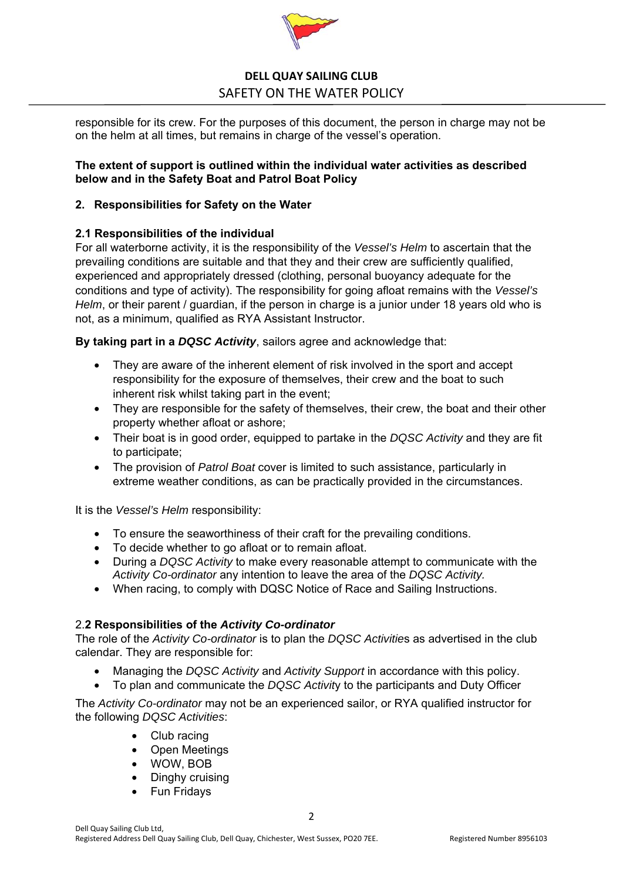responsible for its crew. For the purposes of this document, the person in charge may not be on the helm at all times, but remains in charge of the vessel's operation.

**The extent of support is outlined within the individual water activities as described below and in the Safety Boat and Patrol Boat Policy**

## 2. Responsibilities for Safety on the Water

### 2.1 Responsibilities of the individual

For all waterborne activity, it is the responsibility of the *Vessel's Helm* to ascertain that the prevailing conditions are suitable and that they and their crew are sufficiently qualified, experienced and appropriately dressed (clothing, personal buoyancy adequate for the conditions and type of activity). The responsibility for going afloat remains with the *Vessel's Helm*, or their parent / guardian, if the person in charge is a junior under 18 years old who is not, as a minimum, qualified as RYA Assistant Instructor.

**By taking part in a *DQSC Activity***, sailors agree and acknowledge that:

- They are aware of the inherent element of risk involved in the sport and accept responsibility for the exposure of themselves, their crew and the boat to such inherent risk whilst taking part in the event;
- They are responsible for the safety of themselves, their crew, the boat and their other property whether afloat or ashore;
- Their boat is in good order, equipped to partake in the *DQSC Activity* and they are fit to participate;
- The provision of *Patrol Boat* cover is limited to such assistance, particularly in extreme weather conditions, as can be practically provided in the circumstances.

It is the *Vessel's Helm* responsibility:

- To ensure the seaworthiness of their craft for the prevailing conditions.
- To decide whether to go afloat or to remain afloat.
- During a *DQSC Activity* to make every reasonable attempt to communicate with the *Activity Co-ordinator* any intention to leave the area of the *DQSC Activity.*
- When racing, to comply with DQSC Notice of Race and Sailing Instructions.

### 2.2 Responsibilities of the *Activity Co-ordinator*

The role of the *Activity Co-ordinator* is to plan the *DQSC Activitie*s as advertised in the club calendar. They are responsible for:

- Managing the *DQSC Activity* and *Activity Support* in accordance with this policy.
- To plan and communicate the *DQSC Activity* to the participants and Duty Officer

The *Activity Co-ordinator* may not be an experienced sailor, or RYA qualified instructor for the following *DQSC Activities*:

- Club racing
- Open Meetings
- WOW, BOB
- Dinghy cruising
- Fun Fridays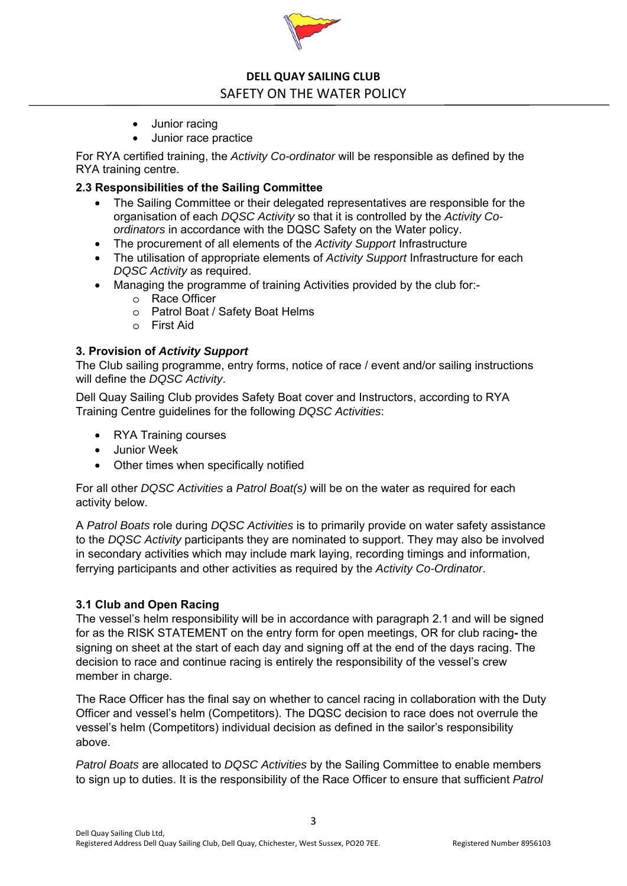- Junior racing
- Junior race practice

For RYA certified training, the *Activity Co-ordinator* will be responsible as defined by the RYA training centre.

### 2.3 Responsibilities of the Sailing Committee

- The Sailing Committee or their delegated representatives are responsible for the organisation of each *DQSC Activity* so that it is controlled by the *Activity Co-ordinators* in accordance with the DQSC Safety on the Water policy.
- The procurement of all elements of the *Activity Support* Infrastructure
- The utilisation of appropriate elements of *Activity Support* Infrastructure for each *DQSC Activity* as required.
- Managing the programme of training Activities provided by the club for:-
  - Race Officer
  - Patrol Boat / Safety Boat Helms
  - First Aid

## 3. Provision of *Activity Support*

The Club sailing programme, entry forms, notice of race / event and/or sailing instructions will define the *DQSC Activity*.

Dell Quay Sailing Club provides Safety Boat cover and Instructors, according to RYA Training Centre guidelines for the following *DQSC Activities*:

- RYA Training courses
- Junior Week
- Other times when specifically notified

For all other *DQSC Activities* a *Patrol Boat(s)* will be on the water as required for each activity below.

A *Patrol Boats* role during *DQSC Activities* is to primarily provide on water safety assistance to the *DQSC Activity* participants they are nominated to support. They may also be involved in secondary activities which may include mark laying, recording timings and information, ferrying participants and other activities as required by the *Activity Co-Ordinator*.

### 3.1 Club and Open Racing

The vessel's helm responsibility will be in accordance with paragraph 2.1 and will be signed for as the RISK STATEMENT on the entry form for open meetings, OR for club racing**-** the signing on sheet at the start of each day and signing off at the end of the days racing. The decision to race and continue racing is entirely the responsibility of the vessel's crew member in charge.

The Race Officer has the final say on whether to cancel racing in collaboration with the Duty Officer and vessel's helm (Competitors). The DQSC decision to race does not overrule the vessel's helm (Competitors) individual decision as defined in the sailor's responsibility above.

*Patrol Boats* are allocated to *DQSC Activities* by the Sailing Committee to enable members to sign up to duties. It is the responsibility of the Race Officer to ensure that sufficient *Patrol*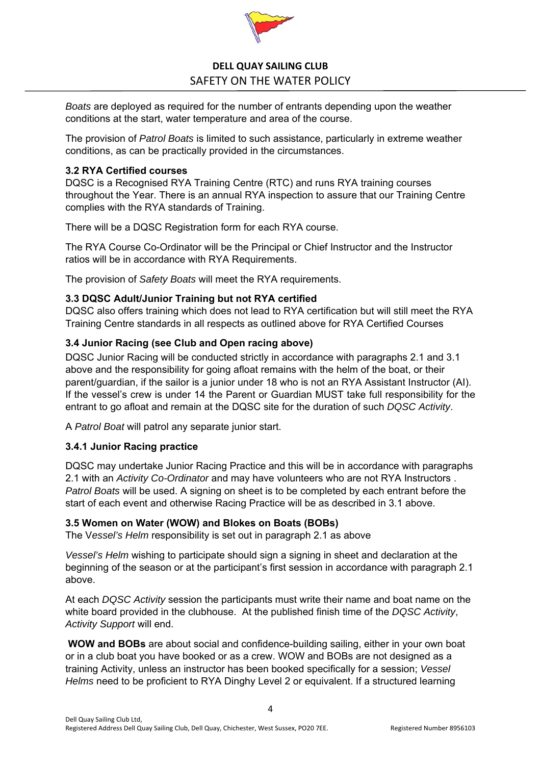*Boats* are deployed as required for the number of entrants depending upon the weather conditions at the start, water temperature and area of the course.

The provision of *Patrol Boats* is limited to such assistance, particularly in extreme weather conditions, as can be practically provided in the circumstances.

### 3.2 RYA Certified courses

DQSC is a Recognised RYA Training Centre (RTC) and runs RYA training courses throughout the Year. There is an annual RYA inspection to assure that our Training Centre complies with the RYA standards of Training.

There will be a DQSC Registration form for each RYA course.

The RYA Course Co-Ordinator will be the Principal or Chief Instructor and the Instructor ratios will be in accordance with RYA Requirements.

The provision of *Safety Boats* will meet the RYA requirements.

### 3.3 DQSC Adult/Junior Training but not RYA certified

DQSC also offers training which does not lead to RYA certification but will still meet the RYA Training Centre standards in all respects as outlined above for RYA Certified Courses

### 3.4 Junior Racing (see Club and Open racing above)

DQSC Junior Racing will be conducted strictly in accordance with paragraphs 2.1 and 3.1 above and the responsibility for going afloat remains with the helm of the boat, or their parent/guardian, if the sailor is a junior under 18 who is not an RYA Assistant Instructor (AI). If the vessel's crew is under 14 the Parent or Guardian MUST take full responsibility for the entrant to go afloat and remain at the DQSC site for the duration of such *DQSC Activity*.

A *Patrol Boat* will patrol any separate junior start.

#### 3.4.1 Junior Racing practice

DQSC may undertake Junior Racing Practice and this will be in accordance with paragraphs 2.1 with an *Activity Co-Ordinator* and may have volunteers who are not RYA Instructors . *Patrol Boats* will be used. A signing on sheet is to be completed by each entrant before the start of each event and otherwise Racing Practice will be as described in 3.1 above.

### 3.5 Women on Water (WOW) and Blokes on Boats (BOBs)

The V*essel's Helm* responsibility is set out in paragraph 2.1 as above

*Vessel's Helm* wishing to participate should sign a signing in sheet and declaration at the beginning of the season or at the participant's first session in accordance with paragraph 2.1 above.

At each *DQSC Activity* session the participants must write their name and boat name on the white board provided in the clubhouse. At the published finish time of the *DQSC Activity*, *Activity Support* will end.

**WOW and BOBs** are about social and confidence-building sailing, either in your own boat or in a club boat you have booked or as a crew. WOW and BOBs are not designed as a training Activity, unless an instructor has been booked specifically for a session; *Vessel Helms* need to be proficient to RYA Dinghy Level 2 or equivalent. If a structured learning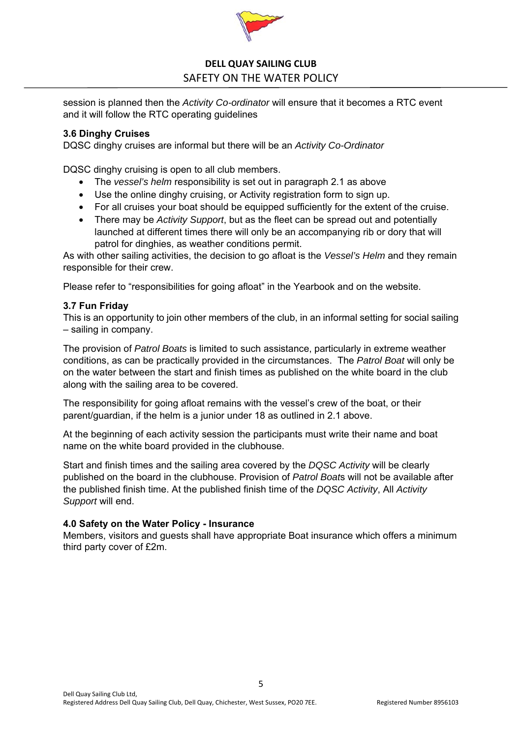session is planned then the *Activity Co-ordinator* will ensure that it becomes a RTC event and it will follow the RTC operating guidelines

### 3.6 Dinghy Cruises

DQSC dinghy cruises are informal but there will be an *Activity Co-Ordinator*

DQSC dinghy cruising is open to all club members.

- The *vessel's helm* responsibility is set out in paragraph 2.1 as above
- Use the online dinghy cruising, or Activity registration form to sign up.
- For all cruises your boat should be equipped sufficiently for the extent of the cruise.
- There may be *Activity Support*, but as the fleet can be spread out and potentially launched at different times there will only be an accompanying rib or dory that will patrol for dinghies, as weather conditions permit.

As with other sailing activities, the decision to go afloat is the *Vessel's Helm* and they remain responsible for their crew.

Please refer to "responsibilities for going afloat" in the Yearbook and on the website.

### 3.7 Fun Friday

This is an opportunity to join other members of the club, in an informal setting for social sailing – sailing in company.

The provision of *Patrol Boats* is limited to such assistance, particularly in extreme weather conditions, as can be practically provided in the circumstances. The *Patrol Boat* will only be on the water between the start and finish times as published on the white board in the club along with the sailing area to be covered.

The responsibility for going afloat remains with the vessel's crew of the boat, or their parent/guardian, if the helm is a junior under 18 as outlined in 2.1 above.

At the beginning of each activity session the participants must write their name and boat name on the white board provided in the clubhouse.

Start and finish times and the sailing area covered by the *DQSC Activity* will be clearly published on the board in the clubhouse. Provision of *Patrol Boat*s will not be available after the published finish time. At the published finish time of the *DQSC Activity*, All *Activity Support* will end.

## 4.0 Safety on the Water Policy - Insurance

Members, visitors and guests shall have appropriate Boat insurance which offers a minimum third party cover of £2m.